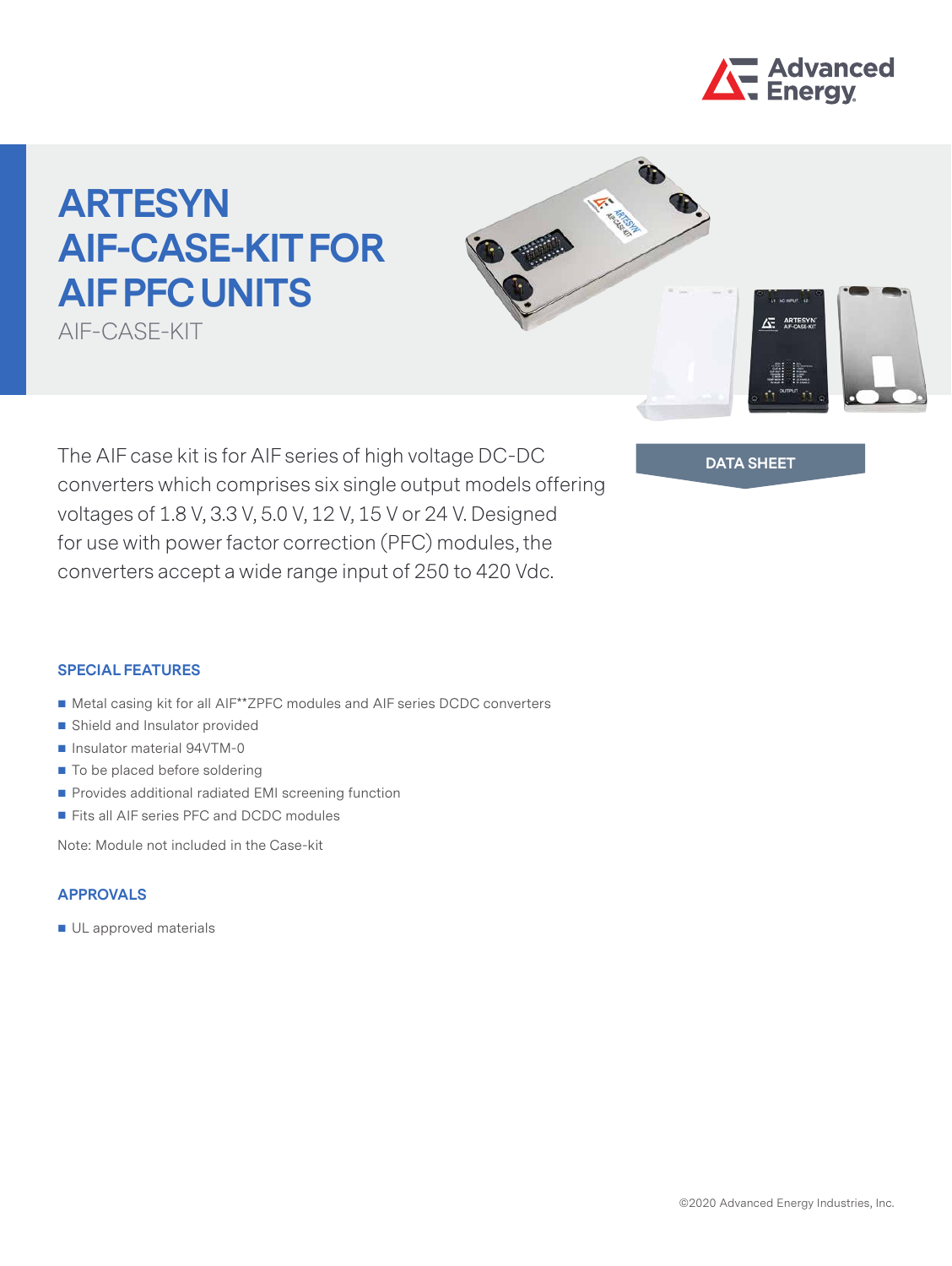# ARTESYN AIF-CASE-KIT FOR AIF PFC UNITS

AIF-CASE-KIT

The AIF case kit is for AIF series of high voltage DC-DC converters which comprises six single output models offering voltages of 1.8 V, 3.3 V, 5.0 V, 12 V, 15 V or 24 V. Designed for use with power factor correction (PFC) modules, the converters accept a wide range input of 250 to 420 Vdc.

DATA SHEET

## SPECIAL FEATURES

- Metal casing kit for all AIF**ZPFC modules and AIF series DCDC converters
- Shield and Insulator provided
- Insulator material 94VTM-0
- To be placed before soldering
- Provides additional radiated EMI screening function
- Fits all AIF series PFC and DCDC modules

Note: Module not included in the Case-kit

## APPROVALS

- UL approved materials

©2020 Advanced Energy Industries, Inc.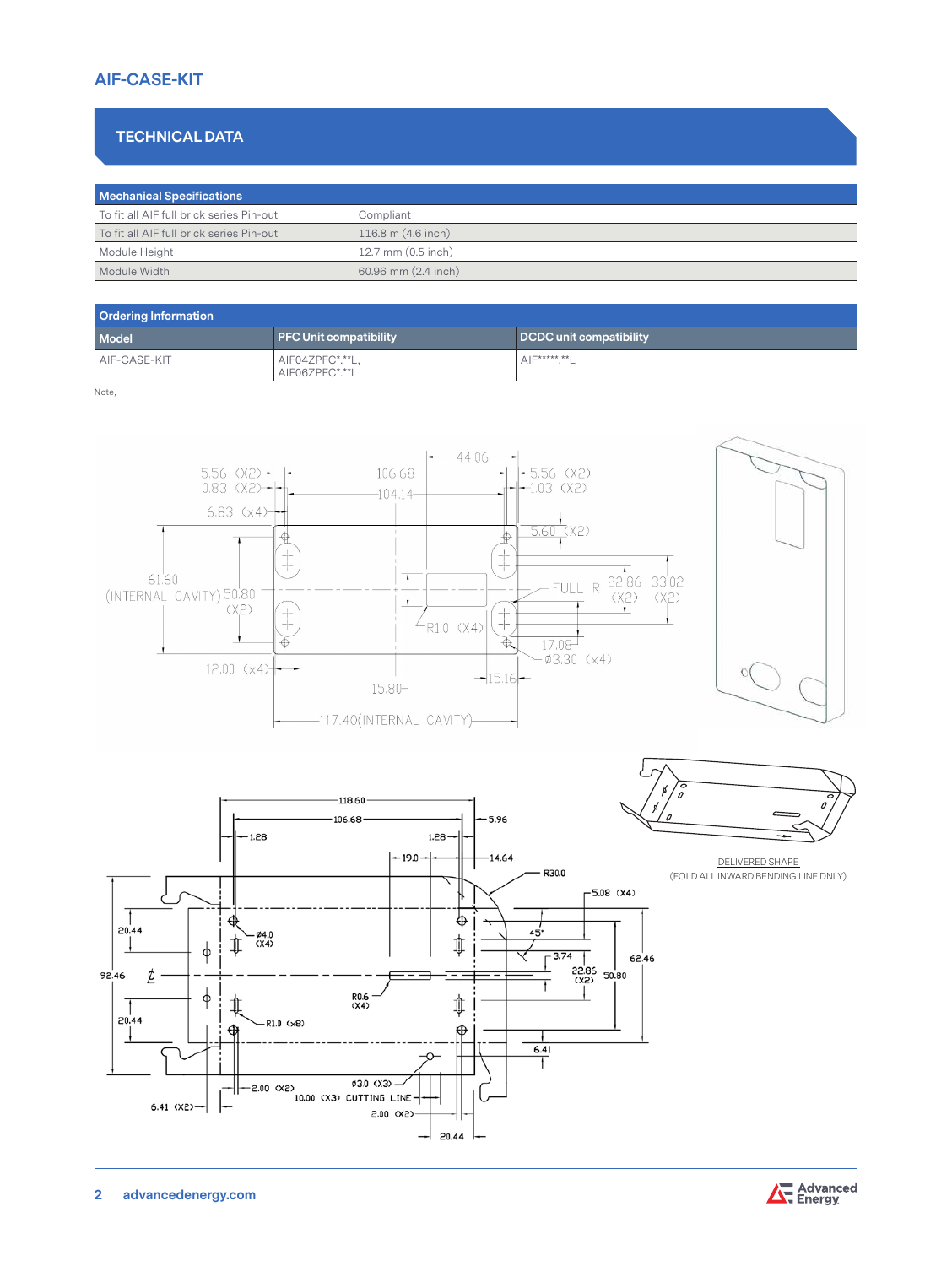## AIF-CASE-KIT

### TECHNICAL DATA

| Mechanical Specifications | |
|---|---|
| To fit all AIF full brick series Pin-out | Compliant |
| To fit all AIF full brick series Pin-out | 116.8 m (4.6 inch) |
| Module Height | 12.7 mm (0.5 inch) |
| Module Width | 60.96 mm (2.4 inch) |

| Ordering Information | | |
|---|---|---|
| **Model** | **PFC Unit compatibility** | **DCDC unit compatibility** |
| AIF-CASE-KIT | AIF04ZPFC*.**L, AIF06ZPFC*.**L | AIF*****.**L |

Note,

DELIVERED SHAPE
(FOLD ALL INWARD BENDING LINE DNLY)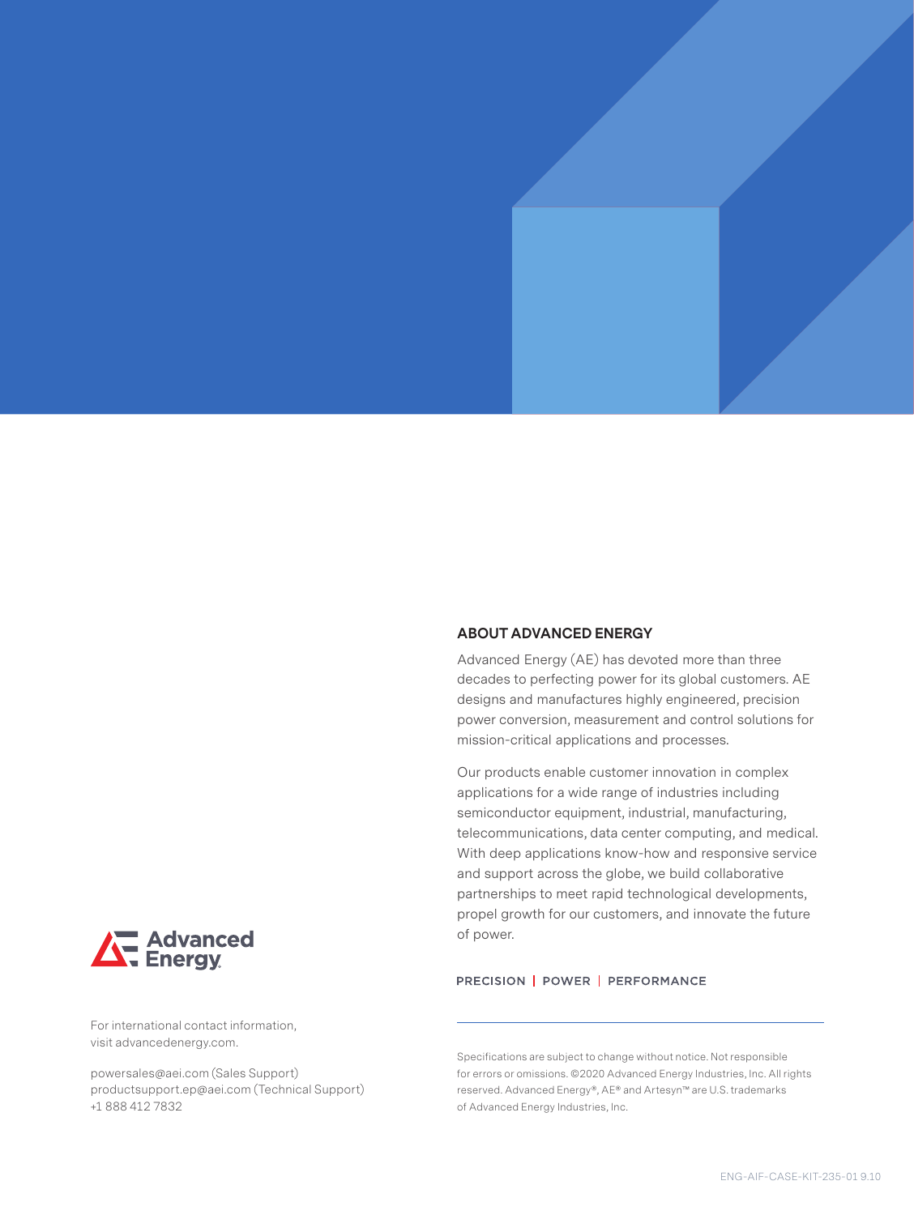## ABOUT ADVANCED ENERGY

Advanced Energy (AE) has devoted more than three decades to perfecting power for its global customers. AE designs and manufactures highly engineered, precision power conversion, measurement and control solutions for mission-critical applications and processes.

Our products enable customer innovation in complex applications for a wide range of industries including semiconductor equipment, industrial, manufacturing, telecommunications, data center computing, and medical. With deep applications know-how and responsive service and support across the globe, we build collaborative partnerships to meet rapid technological developments, propel growth for our customers, and innovate the future of power.

PRECISION | POWER | PERFORMANCE

Advanced Energy

For international contact information, visit advancedenergy.com.

powersales@aei.com (Sales Support)
productsupport.ep@aei.com (Technical Support)
+1 888 412 7832

Specifications are subject to change without notice. Not responsible for errors or omissions. ©2020 Advanced Energy Industries, Inc. All rights reserved. Advanced Energy®, AE® and Artesyn™ are U.S. trademarks of Advanced Energy Industries, Inc.

ENG-AIF-CASE-KIT-235-01 9.10